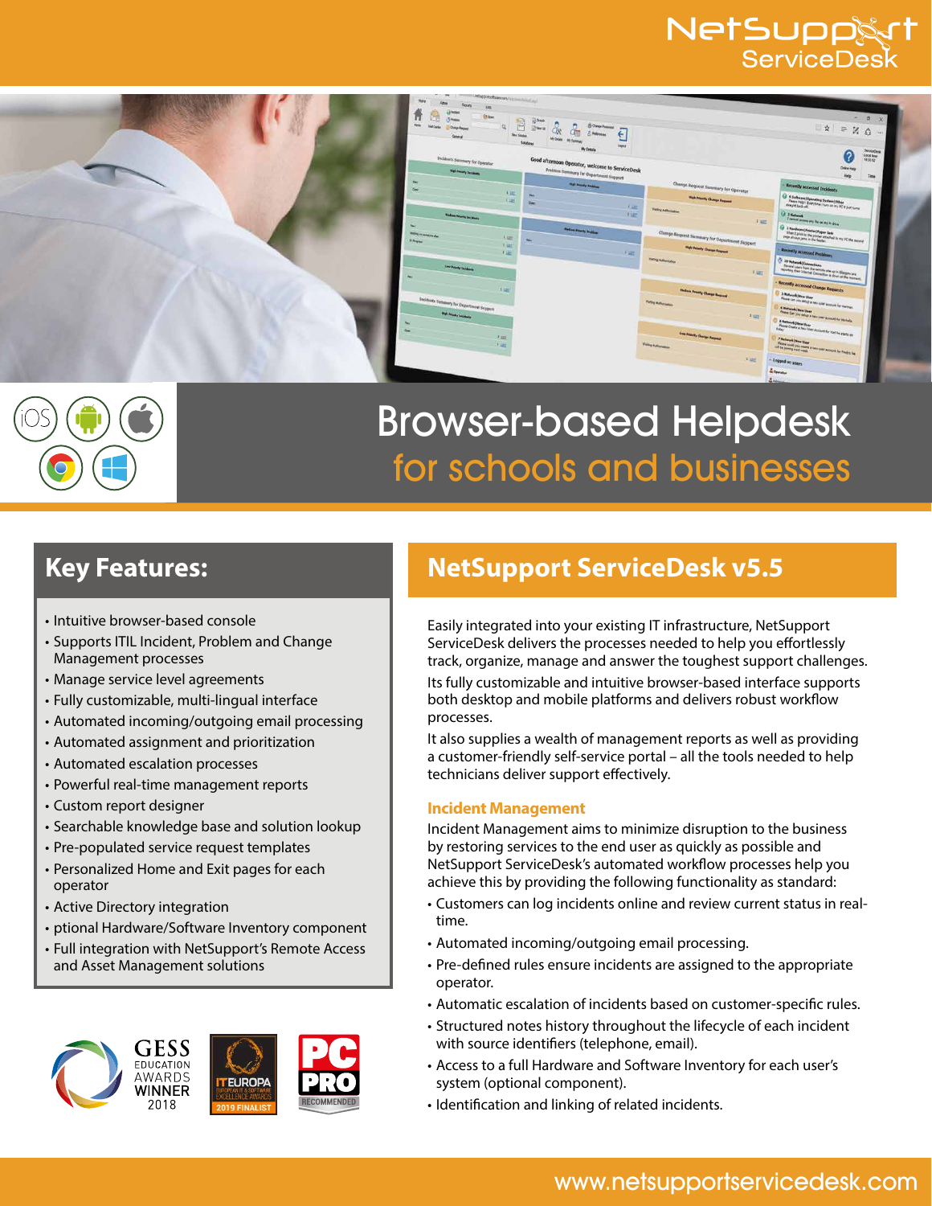# NetSupport ServiceDesk

# Browser-based Helpdesk
## for schools and businesses

## Key Features:

- Intuitive browser-based console
- Supports ITIL Incident, Problem and Change Management processes
- Manage service level agreements
- Fully customizable, multi-lingual interface
- Automated incoming/outgoing email processing
- Automated assignment and prioritization
- Automated escalation processes
- Powerful real-time management reports
- Custom report designer
- Searchable knowledge base and solution lookup
- Pre-populated service request templates
- Personalized Home and Exit pages for each operator
- Active Directory integration
- ptional Hardware/Software Inventory component
- Full integration with NetSupport's Remote Access and Asset Management solutions

GESS EDUCATION AWARDS WINNER 2018

IT EUROPA European IT & Software Excellence Awards 2019 FINALIST

PC PRO RECOMMENDED

## NetSupport ServiceDesk v5.5

Easily integrated into your existing IT infrastructure, NetSupport ServiceDesk delivers the processes needed to help you effortlessly track, organize, manage and answer the toughest support challenges.

Its fully customizable and intuitive browser-based interface supports both desktop and mobile platforms and delivers robust workflow processes.

It also supplies a wealth of management reports as well as providing a customer-friendly self-service portal – all the tools needed to help technicians deliver support effectively.

### Incident Management

Incident Management aims to minimize disruption to the business by restoring services to the end user as quickly as possible and NetSupport ServiceDesk's automated workflow processes help you achieve this by providing the following functionality as standard:

- Customers can log incidents online and review current status in real-time.
- Automated incoming/outgoing email processing.
- Pre-defined rules ensure incidents are assigned to the appropriate operator.
- Automatic escalation of incidents based on customer-specific rules.
- Structured notes history throughout the lifecycle of each incident with source identifiers (telephone, email).
- Access to a full Hardware and Software Inventory for each user's system (optional component).
- Identification and linking of related incidents.

www.netsupportservicedesk.com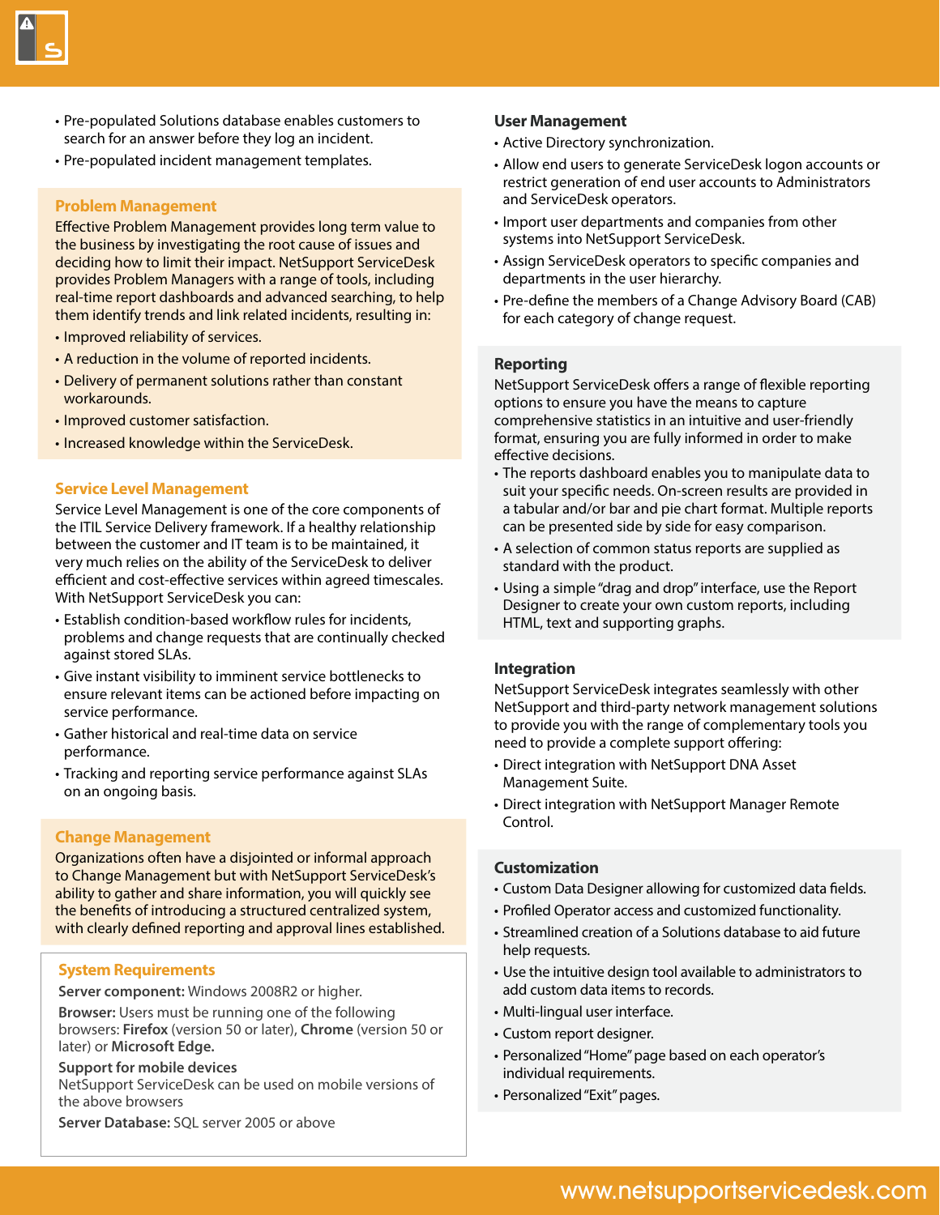- Pre-populated Solutions database enables customers to search for an answer before they log an incident.
- Pre-populated incident management templates.

## Problem Management

Effective Problem Management provides long term value to the business by investigating the root cause of issues and deciding how to limit their impact. NetSupport ServiceDesk provides Problem Managers with a range of tools, including real-time report dashboards and advanced searching, to help them identify trends and link related incidents, resulting in:

- Improved reliability of services.
- A reduction in the volume of reported incidents.
- Delivery of permanent solutions rather than constant workarounds.
- Improved customer satisfaction.
- Increased knowledge within the ServiceDesk.

## Service Level Management

Service Level Management is one of the core components of the ITIL Service Delivery framework. If a healthy relationship between the customer and IT team is to be maintained, it very much relies on the ability of the ServiceDesk to deliver efficient and cost-effective services within agreed timescales. With NetSupport ServiceDesk you can:

- Establish condition-based workflow rules for incidents, problems and change requests that are continually checked against stored SLAs.
- Give instant visibility to imminent service bottlenecks to ensure relevant items can be actioned before impacting on service performance.
- Gather historical and real-time data on service performance.
- Tracking and reporting service performance against SLAs on an ongoing basis.

## Change Management

Organizations often have a disjointed or informal approach to Change Management but with NetSupport ServiceDesk's ability to gather and share information, you will quickly see the benefits of introducing a structured centralized system, with clearly defined reporting and approval lines established.

## System Requirements

**Server component:** Windows 2008R2 or higher.

**Browser:** Users must be running one of the following browsers: **Firefox** (version 50 or later), **Chrome** (version 50 or later) or **Microsoft Edge.**

**Support for mobile devices**
NetSupport ServiceDesk can be used on mobile versions of the above browsers

**Server Database:** SQL server 2005 or above

## User Management

- Active Directory synchronization.
- Allow end users to generate ServiceDesk logon accounts or restrict generation of end user accounts to Administrators and ServiceDesk operators.
- Import user departments and companies from other systems into NetSupport ServiceDesk.
- Assign ServiceDesk operators to specific companies and departments in the user hierarchy.
- Pre-define the members of a Change Advisory Board (CAB) for each category of change request.

## Reporting

NetSupport ServiceDesk offers a range of flexible reporting options to ensure you have the means to capture comprehensive statistics in an intuitive and user-friendly format, ensuring you are fully informed in order to make effective decisions.

- The reports dashboard enables you to manipulate data to suit your specific needs. On-screen results are provided in a tabular and/or bar and pie chart format. Multiple reports can be presented side by side for easy comparison.
- A selection of common status reports are supplied as standard with the product.
- Using a simple "drag and drop" interface, use the Report Designer to create your own custom reports, including HTML, text and supporting graphs.

## Integration

NetSupport ServiceDesk integrates seamlessly with other NetSupport and third-party network management solutions to provide you with the range of complementary tools you need to provide a complete support offering:

- Direct integration with NetSupport DNA Asset Management Suite.
- Direct integration with NetSupport Manager Remote Control.

## Customization

- Custom Data Designer allowing for customized data fields.
- Profiled Operator access and customized functionality.
- Streamlined creation of a Solutions database to aid future help requests.
- Use the intuitive design tool available to administrators to add custom data items to records.
- Multi-lingual user interface.
- Custom report designer.
- Personalized "Home" page based on each operator's individual requirements.
- Personalized "Exit" pages.

www.netsupportservicedesk.com